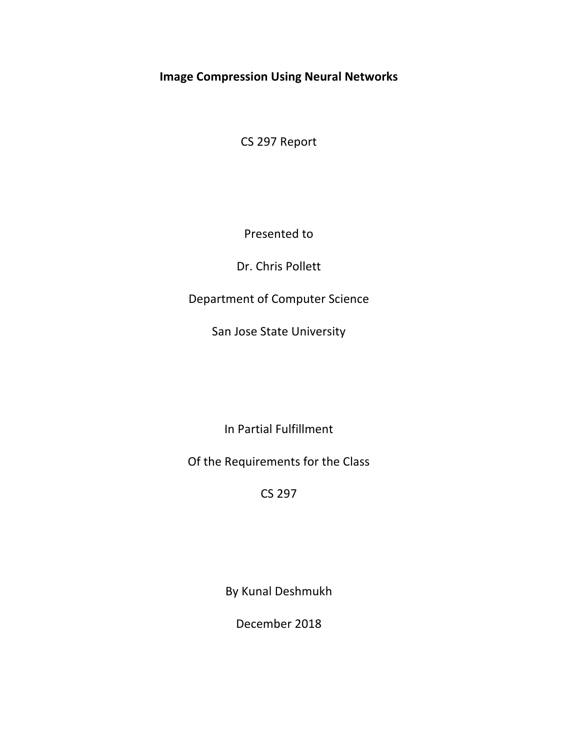# Image Compression Using Neural Networks

CS 297 Report

Presented to

Dr. Chris Pollett

Department of Computer Science

San Jose State University

In Partial Fulfillment

Of the Requirements for the Class

CS 297

By Kunal Deshmukh

December 2018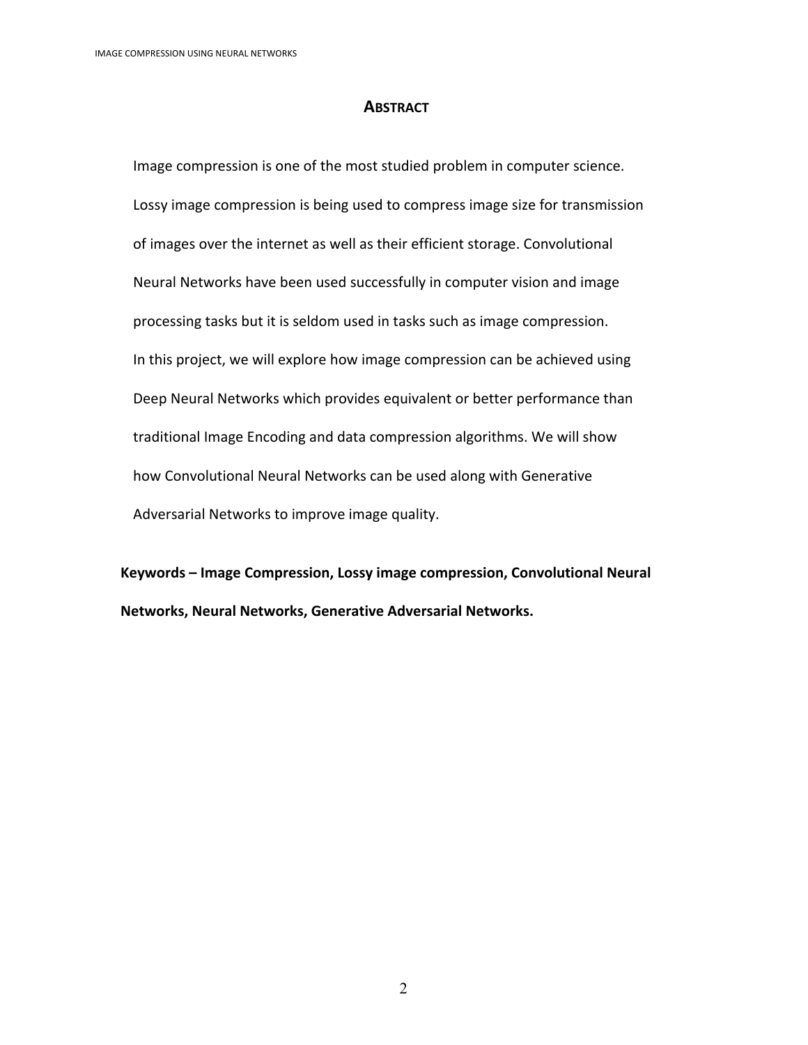## Abstract

Image compression is one of the most studied problem in computer science. Lossy image compression is being used to compress image size for transmission of images over the internet as well as their efficient storage. Convolutional Neural Networks have been used successfully in computer vision and image processing tasks but it is seldom used in tasks such as image compression. In this project, we will explore how image compression can be achieved using Deep Neural Networks which provides equivalent or better performance than traditional Image Encoding and data compression algorithms. We will show how Convolutional Neural Networks can be used along with Generative Adversarial Networks to improve image quality.

**Keywords – Image Compression, Lossy image compression, Convolutional Neural Networks, Neural Networks, Generative Adversarial Networks.**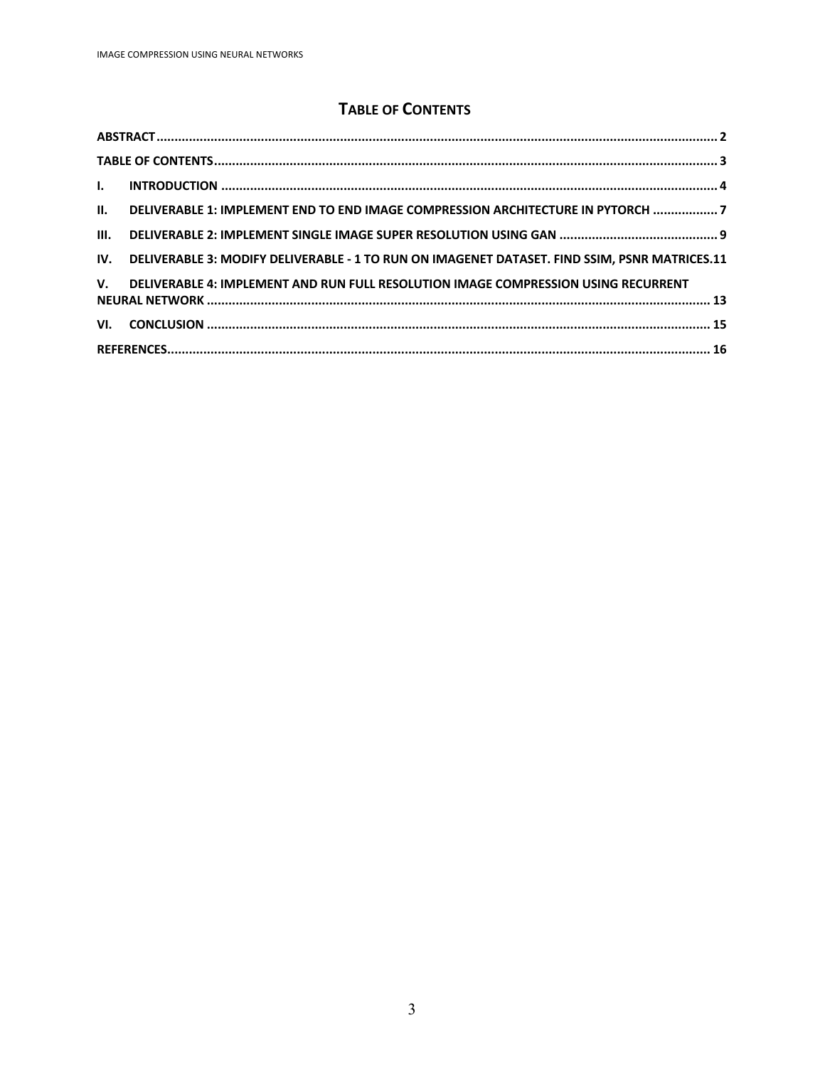# TABLE OF CONTENTS

**ABSTRACT** ........................................................................................................................................ 2

**TABLE OF CONTENTS** ......................................................................................................................... 3

**I. INTRODUCTION** ............................................................................................................................. 4

**II. DELIVERABLE 1: IMPLEMENT END TO END IMAGE COMPRESSION ARCHITECTURE IN PYTORCH** .................. 7

**III. DELIVERABLE 2: IMPLEMENT SINGLE IMAGE SUPER RESOLUTION USING GAN** ............................................ 9

**IV. DELIVERABLE 3: MODIFY DELIVERABLE - 1 TO RUN ON IMAGENET DATASET. FIND SSIM, PSNR MATRICES.** 11

**V. DELIVERABLE 4: IMPLEMENT AND RUN FULL RESOLUTION IMAGE COMPRESSION USING RECURRENT NEURAL NETWORK** ......................................................................................................................................... 13

**VI. CONCLUSION** ................................................................................................................................ 15

**REFERENCES** ..................................................................................................................................... 16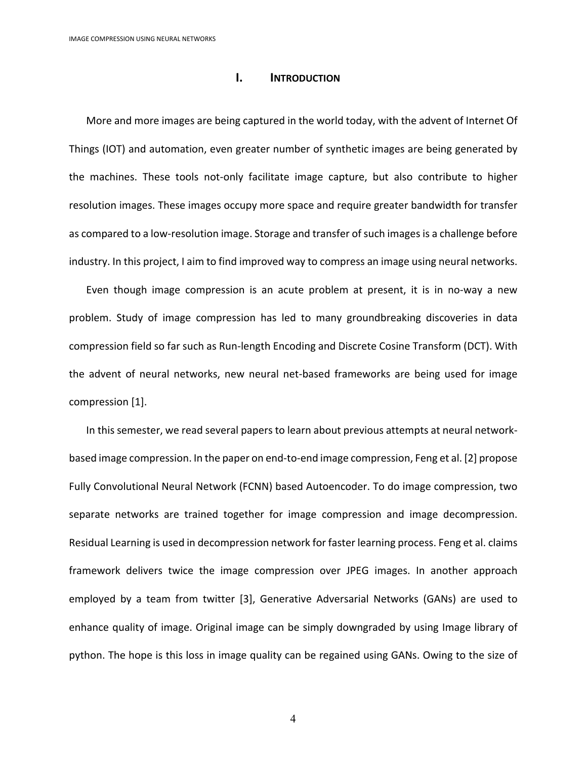# I. INTRODUCTION

More and more images are being captured in the world today, with the advent of Internet Of Things (IOT) and automation, even greater number of synthetic images are being generated by the machines. These tools not-only facilitate image capture, but also contribute to higher resolution images. These images occupy more space and require greater bandwidth for transfer as compared to a low-resolution image. Storage and transfer of such images is a challenge before industry. In this project, I aim to find improved way to compress an image using neural networks.

Even though image compression is an acute problem at present, it is in no-way a new problem. Study of image compression has led to many groundbreaking discoveries in data compression field so far such as Run-length Encoding and Discrete Cosine Transform (DCT). With the advent of neural networks, new neural net-based frameworks are being used for image compression [1].

In this semester, we read several papers to learn about previous attempts at neural network-based image compression. In the paper on end-to-end image compression, Feng et al. [2] propose Fully Convolutional Neural Network (FCNN) based Autoencoder. To do image compression, two separate networks are trained together for image compression and image decompression. Residual Learning is used in decompression network for faster learning process. Feng et al. claims framework delivers twice the image compression over JPEG images. In another approach employed by a team from twitter [3], Generative Adversarial Networks (GANs) are used to enhance quality of image. Original image can be simply downgraded by using Image library of python. The hope is this loss in image quality can be regained using GANs. Owing to the size of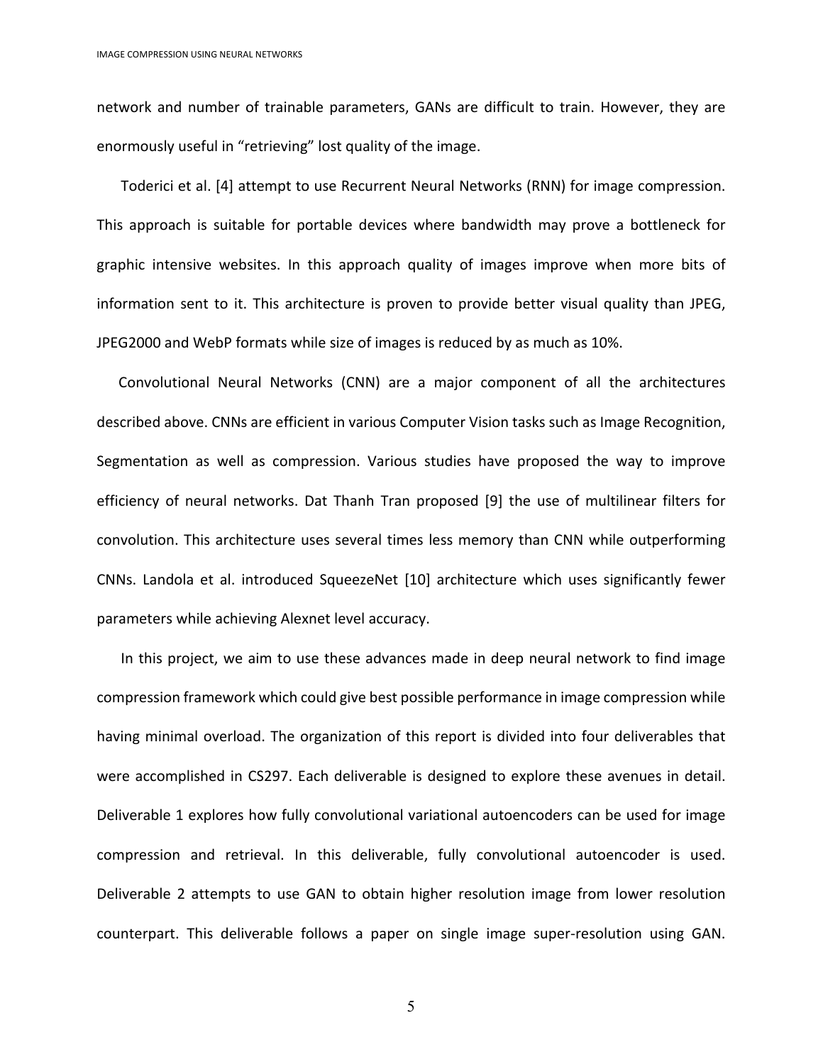network and number of trainable parameters, GANs are difficult to train. However, they are enormously useful in "retrieving" lost quality of the image.

Toderici et al. [4] attempt to use Recurrent Neural Networks (RNN) for image compression. This approach is suitable for portable devices where bandwidth may prove a bottleneck for graphic intensive websites. In this approach quality of images improve when more bits of information sent to it. This architecture is proven to provide better visual quality than JPEG, JPEG2000 and WebP formats while size of images is reduced by as much as 10%.

Convolutional Neural Networks (CNN) are a major component of all the architectures described above. CNNs are efficient in various Computer Vision tasks such as Image Recognition, Segmentation as well as compression. Various studies have proposed the way to improve efficiency of neural networks. Dat Thanh Tran proposed [9] the use of multilinear filters for convolution. This architecture uses several times less memory than CNN while outperforming CNNs. Landola et al. introduced SqueezeNet [10] architecture which uses significantly fewer parameters while achieving Alexnet level accuracy.

In this project, we aim to use these advances made in deep neural network to find image compression framework which could give best possible performance in image compression while having minimal overload. The organization of this report is divided into four deliverables that were accomplished in CS297. Each deliverable is designed to explore these avenues in detail. Deliverable 1 explores how fully convolutional variational autoencoders can be used for image compression and retrieval. In this deliverable, fully convolutional autoencoder is used. Deliverable 2 attempts to use GAN to obtain higher resolution image from lower resolution counterpart. This deliverable follows a paper on single image super-resolution using GAN.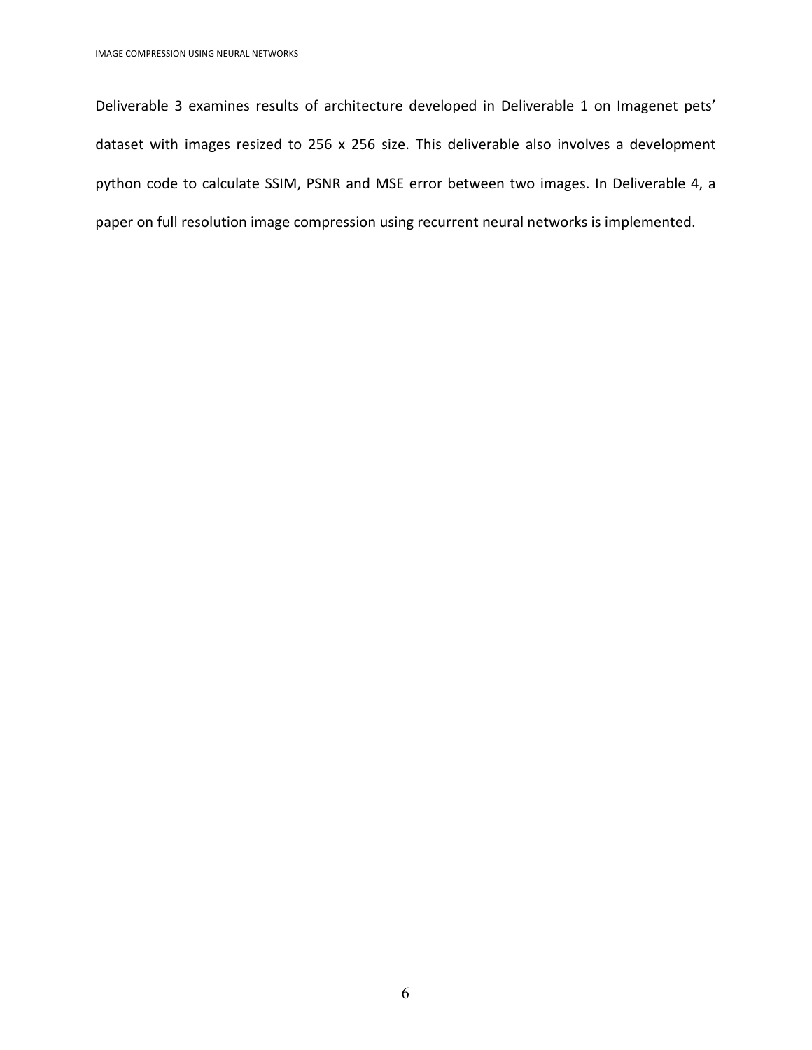Deliverable 3 examines results of architecture developed in Deliverable 1 on Imagenet pets' dataset with images resized to 256 x 256 size. This deliverable also involves a development python code to calculate SSIM, PSNR and MSE error between two images. In Deliverable 4, a paper on full resolution image compression using recurrent neural networks is implemented.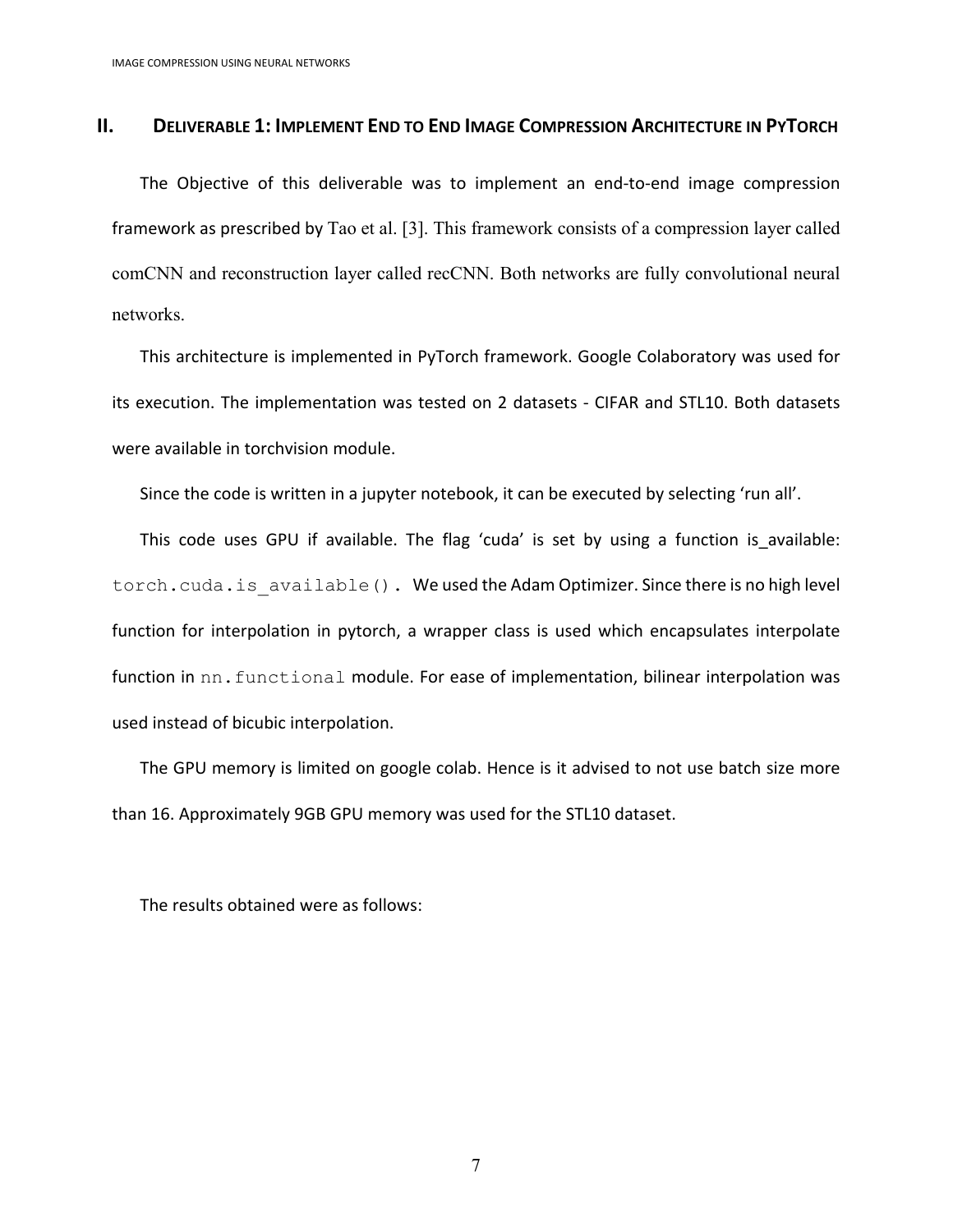## II. DELIVERABLE 1: IMPLEMENT END TO END IMAGE COMPRESSION ARCHITECTURE IN PYTORCH

The Objective of this deliverable was to implement an end-to-end image compression framework as prescribed by Tao et al. [3]. This framework consists of a compression layer called comCNN and reconstruction layer called recCNN. Both networks are fully convolutional neural networks.

This architecture is implemented in PyTorch framework. Google Colaboratory was used for its execution. The implementation was tested on 2 datasets - CIFAR and STL10. Both datasets were available in torchvision module.

Since the code is written in a jupyter notebook, it can be executed by selecting 'run all'.

This code uses GPU if available. The flag 'cuda' is set by using a function is_available: `torch.cuda.is_available()`. We used the Adam Optimizer. Since there is no high level function for interpolation in pytorch, a wrapper class is used which encapsulates interpolate function in `nn.functional` module. For ease of implementation, bilinear interpolation was used instead of bicubic interpolation.

The GPU memory is limited on google colab. Hence is it advised to not use batch size more than 16. Approximately 9GB GPU memory was used for the STL10 dataset.

The results obtained were as follows: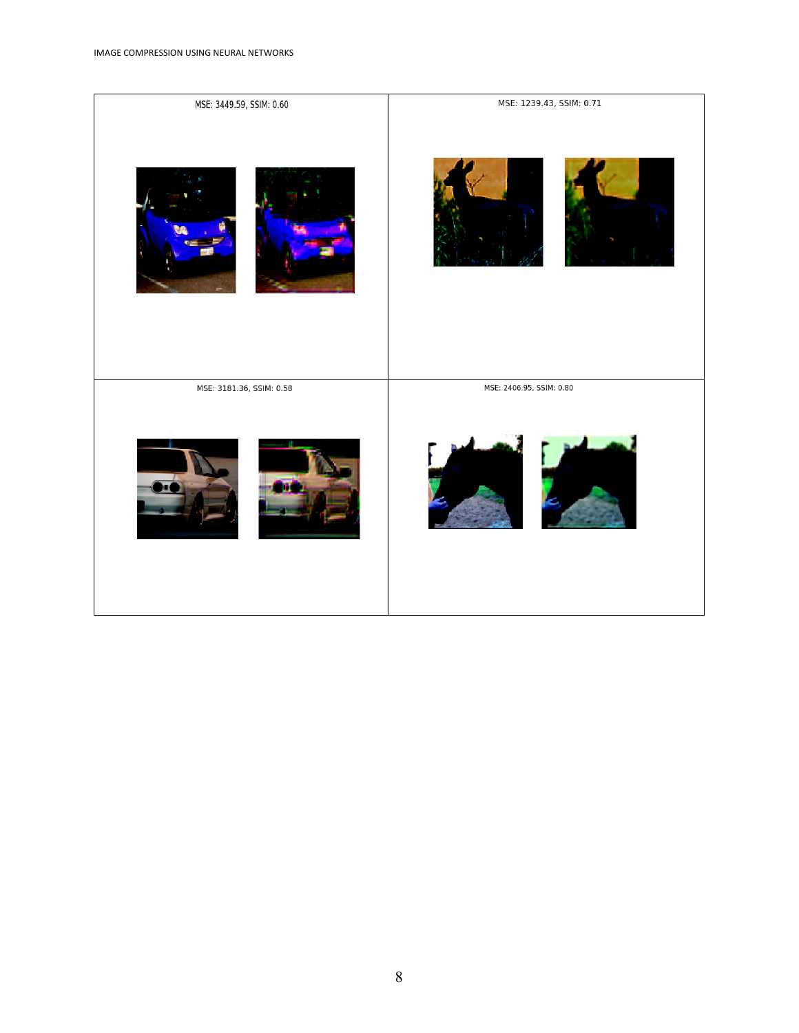| MSE: 3449.59, SSIM: 0.60 | MSE: 1239.43, SSIM: 0.71 |
| --- | --- |
| MSE: 3181.36, SSIM: 0.58 | MSE: 2406.95, SSIM: 0.80 |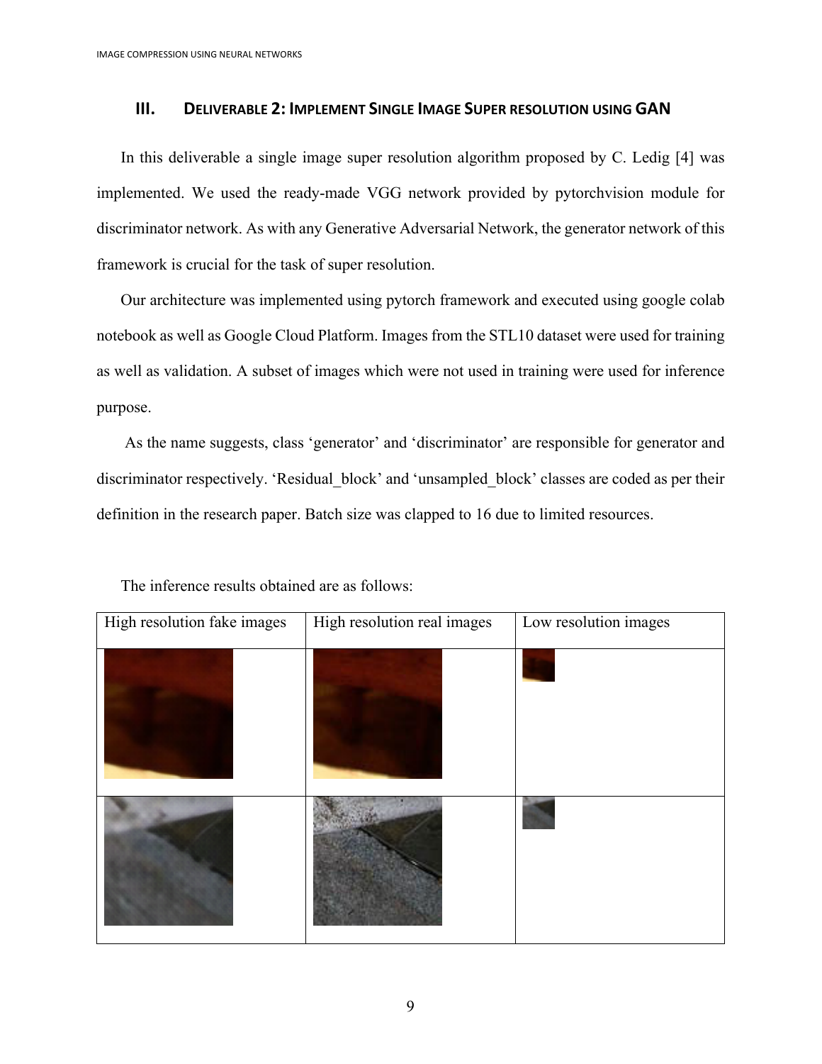## III. Deliverable 2: Implement Single Image Super resolution using GAN

In this deliverable a single image super resolution algorithm proposed by C. Ledig [4] was implemented. We used the ready-made VGG network provided by pytorchvision module for discriminator network. As with any Generative Adversarial Network, the generator network of this framework is crucial for the task of super resolution.

Our architecture was implemented using pytorch framework and executed using google colab notebook as well as Google Cloud Platform. Images from the STL10 dataset were used for training as well as validation. A subset of images which were not used in training were used for inference purpose.

As the name suggests, class 'generator' and 'discriminator' are responsible for generator and discriminator respectively. 'Residual_block' and 'unsampled_block' classes are coded as per their definition in the research paper. Batch size was clapped to 16 due to limited resources.

The inference results obtained are as follows:

| High resolution fake images | High resolution real images | Low resolution images |
| --- | --- | --- |
| | | |
| | | |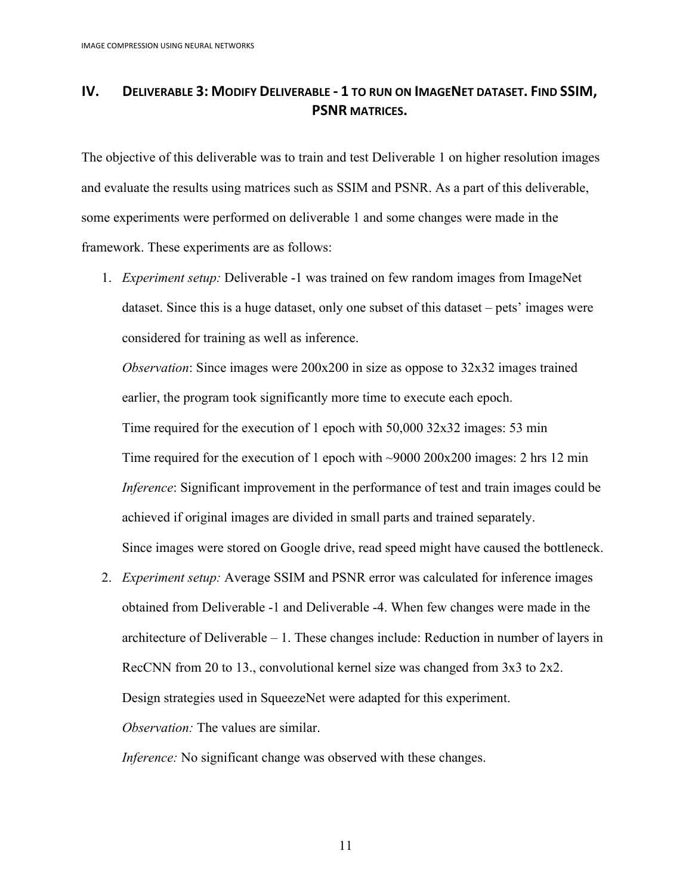## IV. Deliverable 3: Modify Deliverable - 1 to run on ImageNet dataset. Find SSIM, PSNR matrices.

The objective of this deliverable was to train and test Deliverable 1 on higher resolution images and evaluate the results using matrices such as SSIM and PSNR. As a part of this deliverable, some experiments were performed on deliverable 1 and some changes were made in the framework. These experiments are as follows:

1. *Experiment setup:* Deliverable -1 was trained on few random images from ImageNet dataset. Since this is a huge dataset, only one subset of this dataset – pets' images were considered for training as well as inference.

   *Observation*: Since images were 200x200 in size as oppose to 32x32 images trained earlier, the program took significantly more time to execute each epoch.

   Time required for the execution of 1 epoch with 50,000 32x32 images: 53 min

   Time required for the execution of 1 epoch with ~9000 200x200 images: 2 hrs 12 min

   *Inference*: Significant improvement in the performance of test and train images could be achieved if original images are divided in small parts and trained separately.

   Since images were stored on Google drive, read speed might have caused the bottleneck.

2. *Experiment setup:* Average SSIM and PSNR error was calculated for inference images obtained from Deliverable -1 and Deliverable -4. When few changes were made in the architecture of Deliverable – 1. These changes include: Reduction in number of layers in RecCNN from 20 to 13., convolutional kernel size was changed from 3x3 to 2x2. Design strategies used in SqueezeNet were adapted for this experiment.

   *Observation:* The values are similar.

   *Inference:* No significant change was observed with these changes.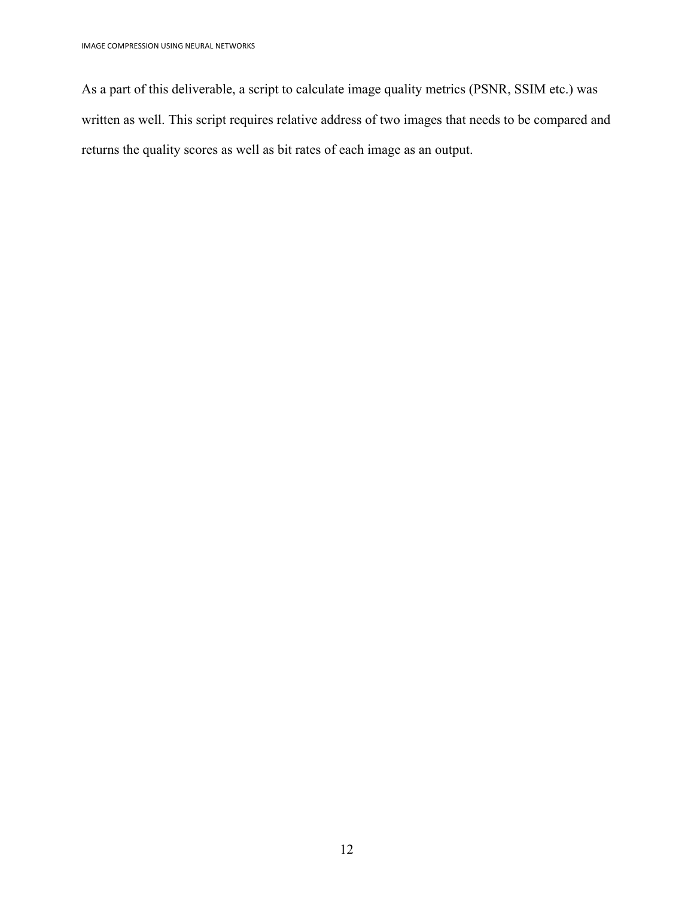As a part of this deliverable, a script to calculate image quality metrics (PSNR, SSIM etc.) was written as well. This script requires relative address of two images that needs to be compared and returns the quality scores as well as bit rates of each image as an output.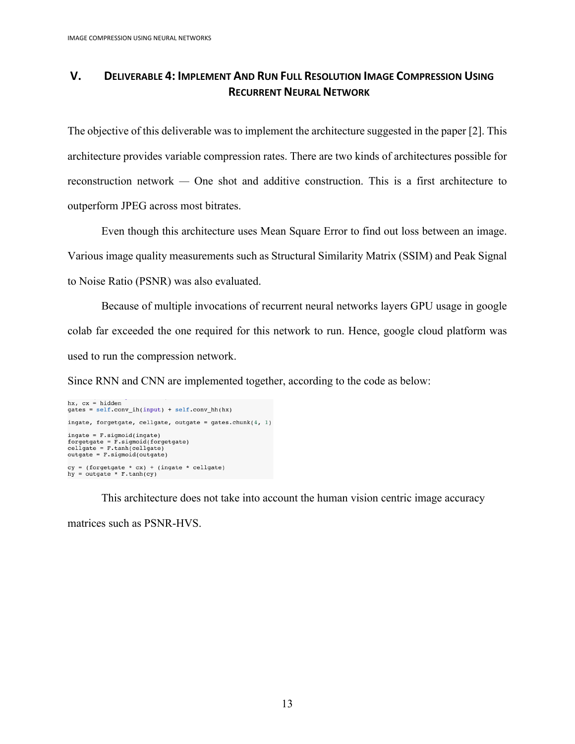## V. Deliverable 4: Implement And Run Full Resolution Image Compression Using Recurrent Neural Network

The objective of this deliverable was to implement the architecture suggested in the paper [2]. This architecture provides variable compression rates. There are two kinds of architectures possible for reconstruction network — One shot and additive construction. This is a first architecture to outperform JPEG across most bitrates.

Even though this architecture uses Mean Square Error to find out loss between an image. Various image quality measurements such as Structural Similarity Matrix (SSIM) and Peak Signal to Noise Ratio (PSNR) was also evaluated.

Because of multiple invocations of recurrent neural networks layers GPU usage in google colab far exceeded the one required for this network to run. Hence, google cloud platform was used to run the compression network.

Since RNN and CNN are implemented together, according to the code as below:

```
hx, cx = hidden
gates = self.conv_ih(input) + self.conv_hh(hx)

ingate, forgetgate, cellgate, outgate = gates.chunk(4, 1)

ingate = F.sigmoid(ingate)
forgetgate = F.sigmoid(forgetgate)
cellgate = F.tanh(cellgate)
outgate = F.sigmoid(outgate)

cy = (forgetgate * cx) + (ingate * cellgate)
hy = outgate * F.tanh(cy)
```

This architecture does not take into account the human vision centric image accuracy matrices such as PSNR-HVS.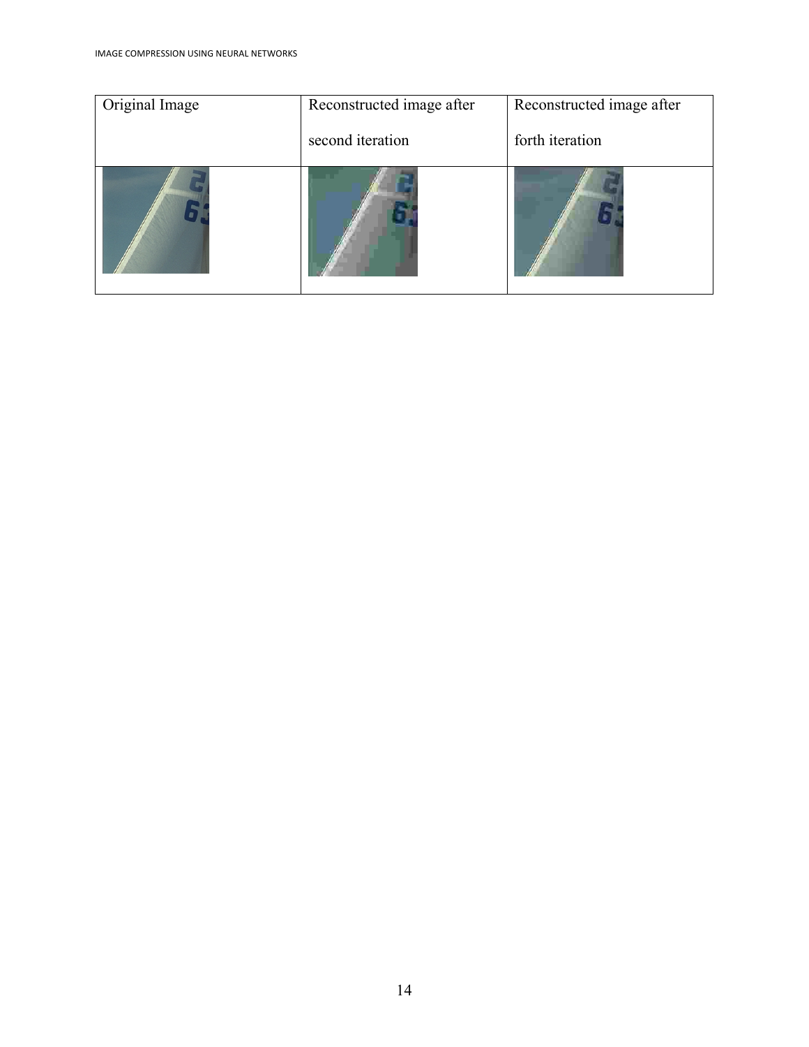| Original Image | Reconstructed image after second iteration | Reconstructed image after forth iteration |
| --- | --- | --- |
| | | |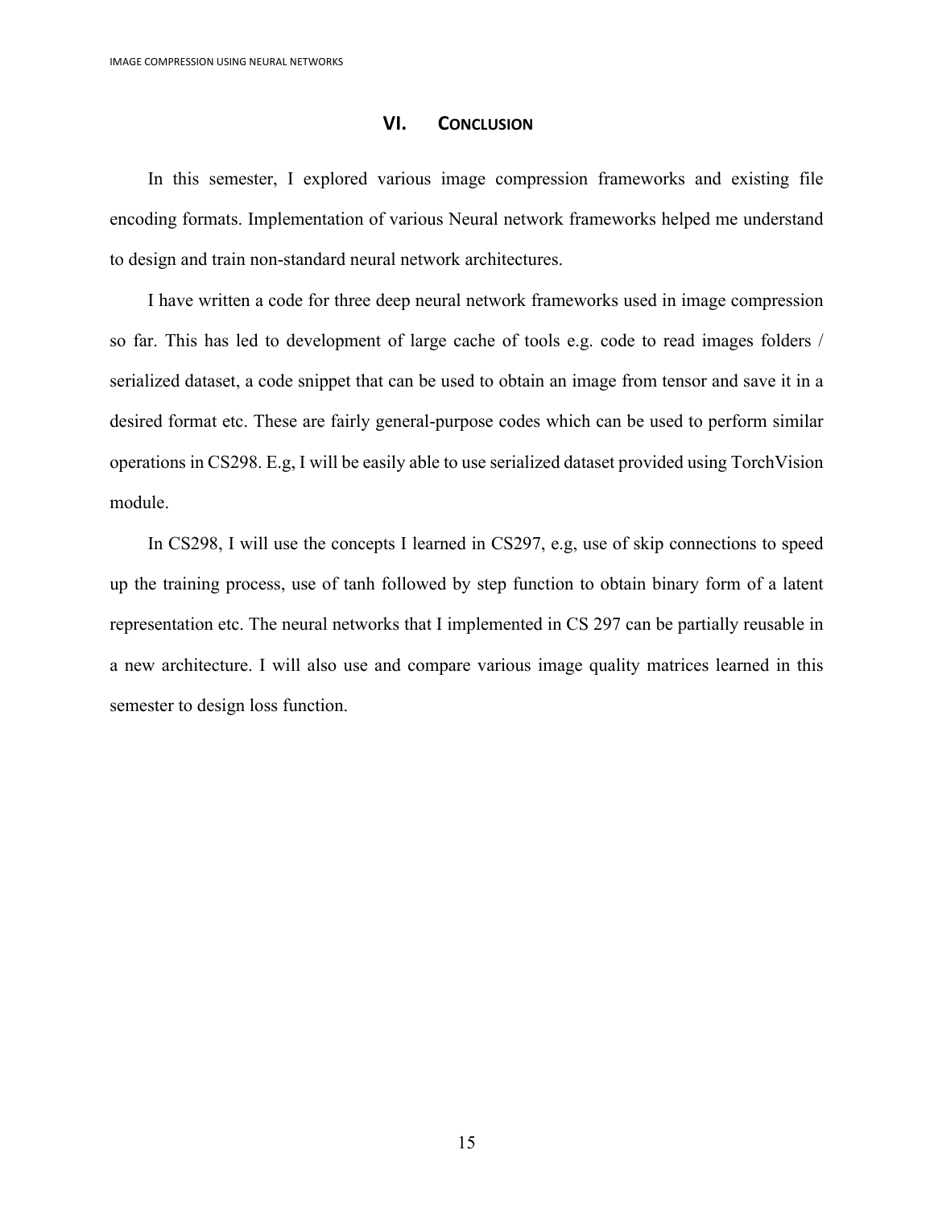# VI. CONCLUSION

In this semester, I explored various image compression frameworks and existing file encoding formats. Implementation of various Neural network frameworks helped me understand to design and train non-standard neural network architectures.

I have written a code for three deep neural network frameworks used in image compression so far. This has led to development of large cache of tools e.g. code to read images folders / serialized dataset, a code snippet that can be used to obtain an image from tensor and save it in a desired format etc. These are fairly general-purpose codes which can be used to perform similar operations in CS298. E.g, I will be easily able to use serialized dataset provided using TorchVision module.

In CS298, I will use the concepts I learned in CS297, e.g, use of skip connections to speed up the training process, use of tanh followed by step function to obtain binary form of a latent representation etc. The neural networks that I implemented in CS 297 can be partially reusable in a new architecture. I will also use and compare various image quality matrices learned in this semester to design loss function.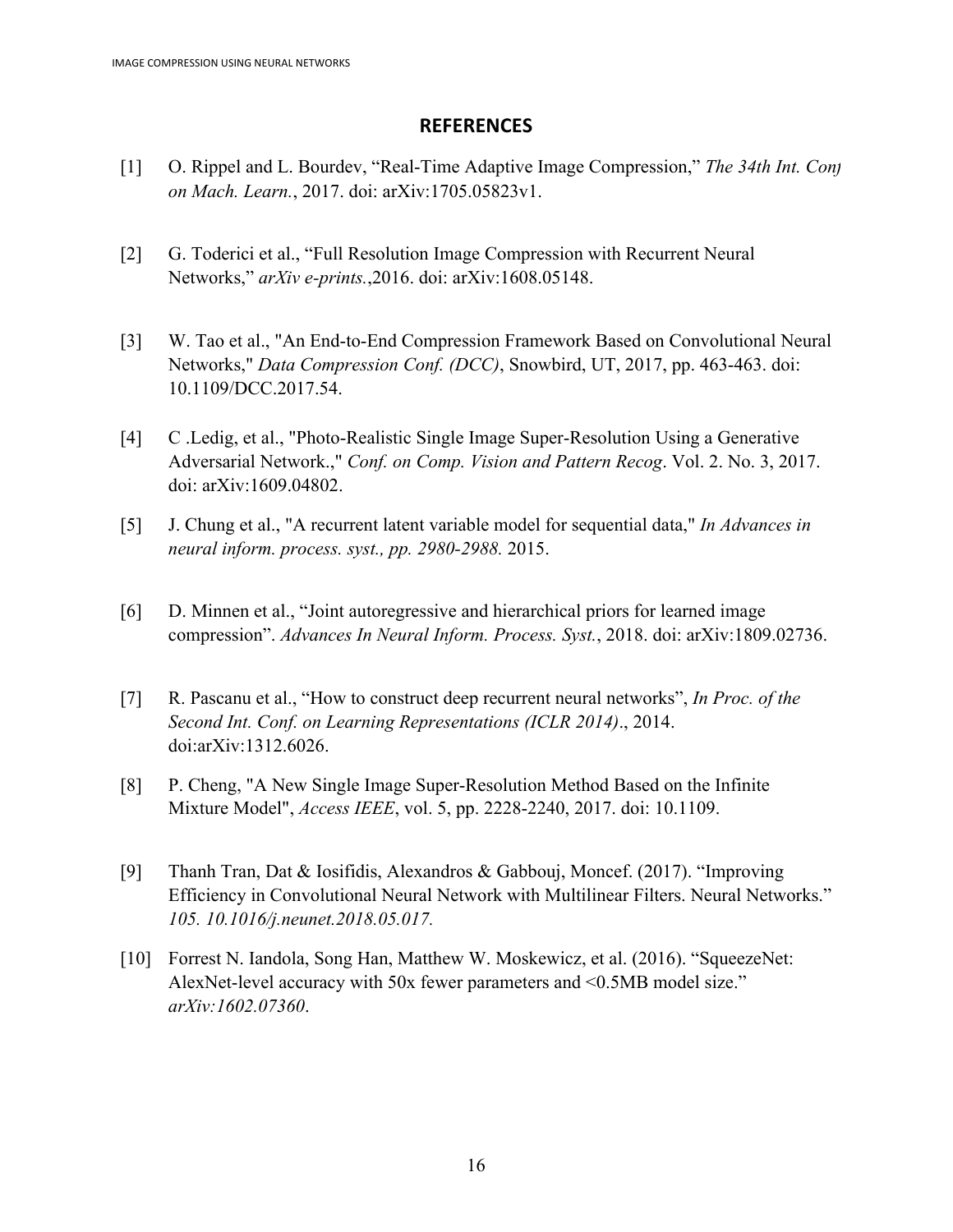## REFERENCES

[1] O. Rippel and L. Bourdev, "Real-Time Adaptive Image Compression," *The 34th Int. Conf on Mach. Learn.*, 2017. doi: arXiv:1705.05823v1.

[2] G. Toderici et al., "Full Resolution Image Compression with Recurrent Neural Networks," *arXiv e-prints.*,2016. doi: arXiv:1608.05148.

[3] W. Tao et al., "An End-to-End Compression Framework Based on Convolutional Neural Networks," *Data Compression Conf. (DCC)*, Snowbird, UT, 2017, pp. 463-463. doi: 10.1109/DCC.2017.54.

[4] C .Ledig, et al., "Photo-Realistic Single Image Super-Resolution Using a Generative Adversarial Network.," *Conf. on Comp. Vision and Pattern Recog*. Vol. 2. No. 3, 2017. doi: arXiv:1609.04802.

[5] J. Chung et al., "A recurrent latent variable model for sequential data," *In Advances in neural inform. process. syst., pp. 2980-2988.* 2015.

[6] D. Minnen et al., "Joint autoregressive and hierarchical priors for learned image compression". *Advances In Neural Inform. Process. Syst.*, 2018. doi: arXiv:1809.02736.

[7] R. Pascanu et al., "How to construct deep recurrent neural networks", *In Proc. of the Second Int. Conf. on Learning Representations (ICLR 2014)*., 2014. doi:arXiv:1312.6026.

[8] P. Cheng, "A New Single Image Super-Resolution Method Based on the Infinite Mixture Model", *Access IEEE*, vol. 5, pp. 2228-2240, 2017. doi: 10.1109.

[9] Thanh Tran, Dat & Iosifidis, Alexandros & Gabbouj, Moncef. (2017). "Improving Efficiency in Convolutional Neural Network with Multilinear Filters. Neural Networks." *105. 10.1016/j.neunet.2018.05.017.*

[10] Forrest N. Iandola, Song Han, Matthew W. Moskewicz, et al. (2016). "SqueezeNet: AlexNet-level accuracy with 50x fewer parameters and <0.5MB model size." *arXiv:1602.07360*.